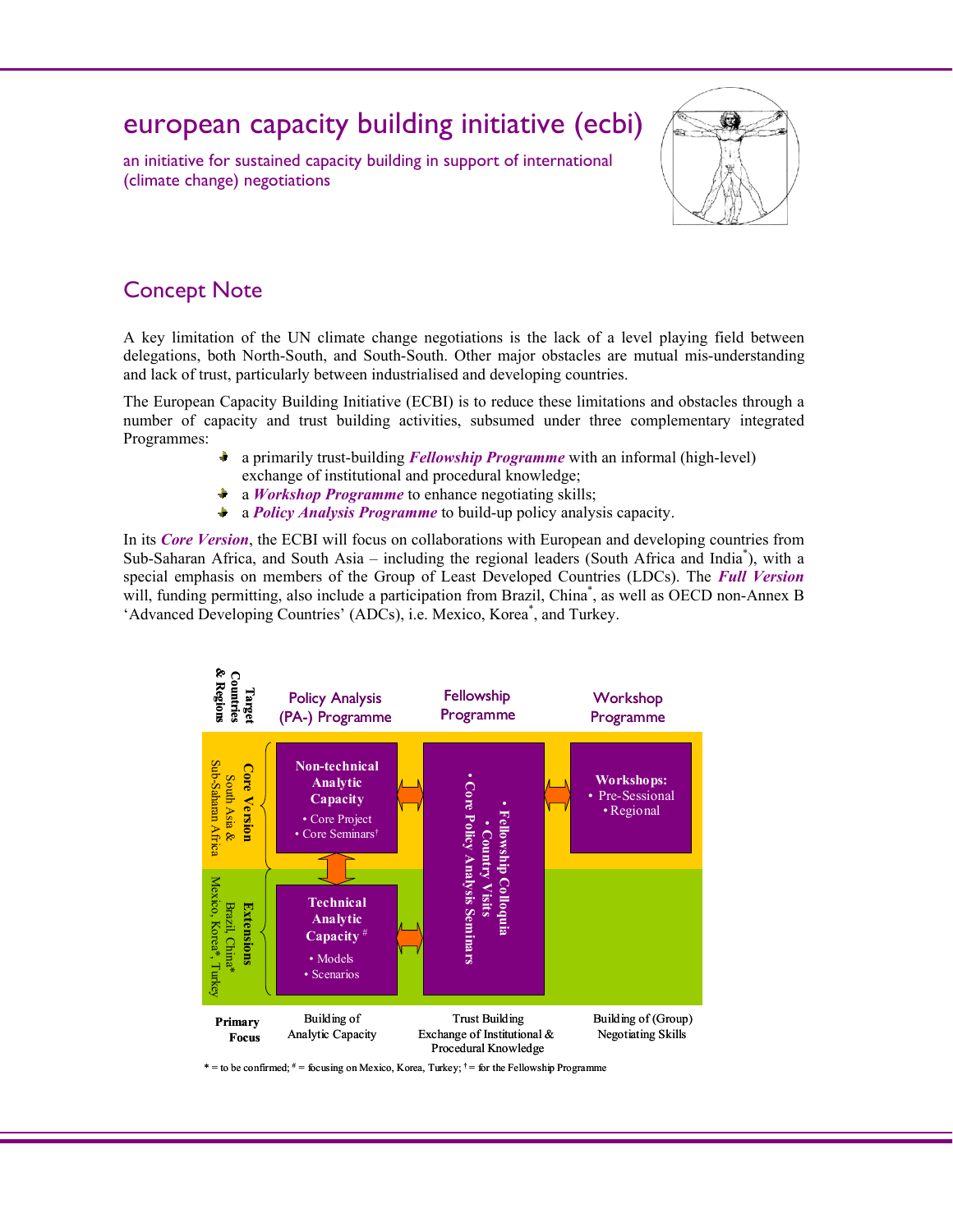# european capacity building initiative (ecbi)

an initiative for sustained capacity building in support of international (climate change) negotiations

## Concept Note

A key limitation of the UN climate change negotiations is the lack of a level playing field between delegations, both North-South, and South-South. Other major obstacles are mutual mis-understanding and lack of trust, particularly between industrialised and developing countries.

The European Capacity Building Initiative (ECBI) is to reduce these limitations and obstacles through a number of capacity and trust building activities, subsumed under three complementary integrated Programmes:

- a primarily trust-building ***Fellowship Programme*** with an informal (high-level) exchange of institutional and procedural knowledge;
- a ***Workshop Programme*** to enhance negotiating skills;
- a ***Policy Analysis Programme*** to build-up policy analysis capacity.

In its ***Core Version***, the ECBI will focus on collaborations with European and developing countries from Sub-Saharan Africa, and South Asia – including the regional leaders (South Africa and India*), with a special emphasis on members of the Group of Least Developed Countries (LDCs). The ***Full Version*** will, funding permitting, also include a participation from Brazil, China*, as well as OECD non-Annex B 'Advanced Developing Countries' (ADCs), i.e. Mexico, Korea*, and Turkey.

| Target Countries & Regions | Policy Analysis (PA-) Programme | Fellowship Programme | Workshop Programme |
|---|---|---|---|
| **Core Version** South Asia & Sub-Saharan Africa | **Non-technical Analytic Capacity** • Core Project • Core Seminars† | • Fellowship Colloquia • Country Visits • Core Policy Analysis Seminars | **Workshops:** • Pre-Sessional • Regional |
| **Extensions** Brazil, China* Mexico, Korea*, Turkey | **Technical Analytic Capacity** # • Models • Scenarios | | |
| **Primary Focus** | Building of Analytic Capacity | Trust Building Exchange of Institutional & Procedural Knowledge | Building of (Group) Negotiating Skills |

\* = to be confirmed; # = focusing on Mexico, Korea, Turkey; † = for the Fellowship Programme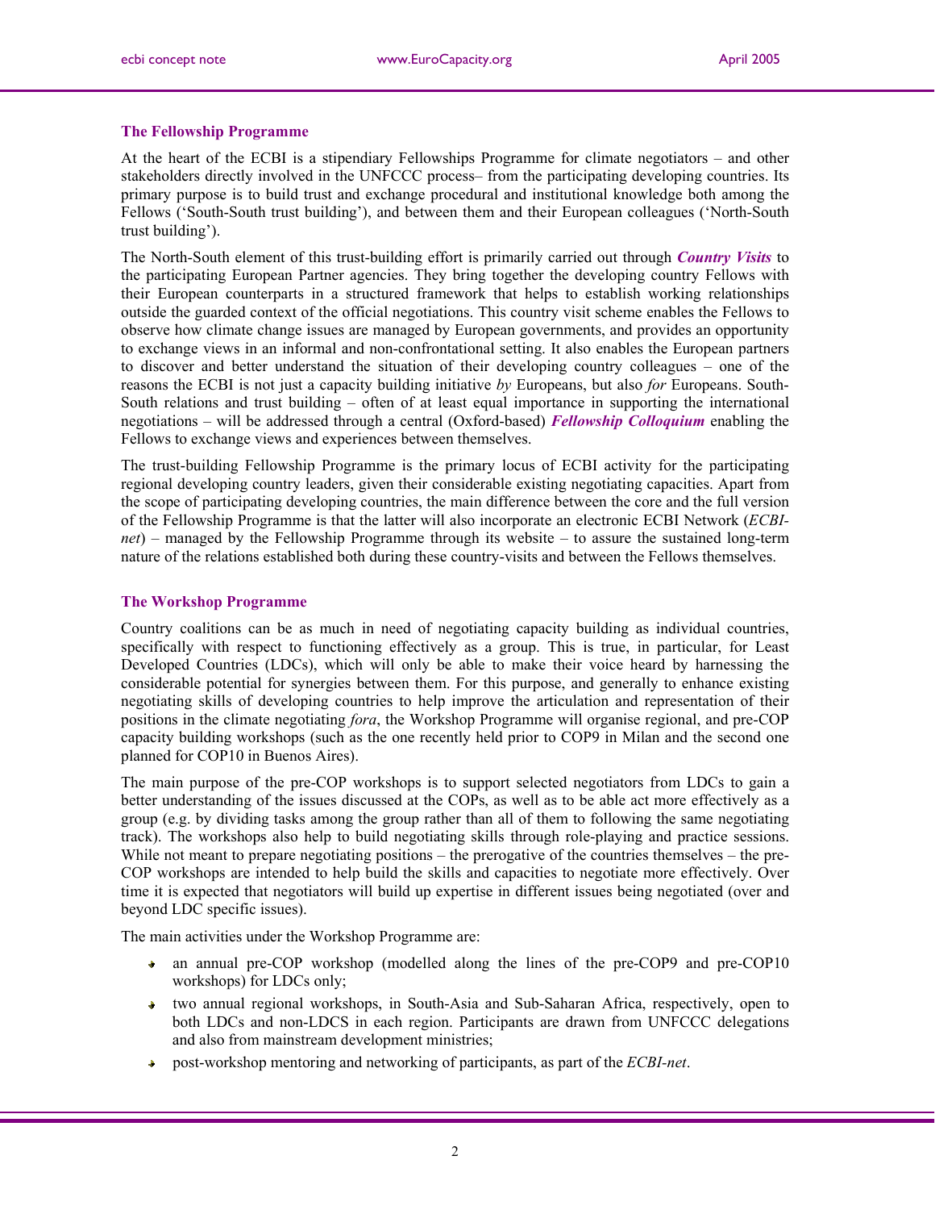### The Fellowship Programme

At the heart of the ECBI is a stipendiary Fellowships Programme for climate negotiators – and other stakeholders directly involved in the UNFCCC process– from the participating developing countries. Its primary purpose is to build trust and exchange procedural and institutional knowledge both among the Fellows ('South-South trust building'), and between them and their European colleagues ('North-South trust building').

The North-South element of this trust-building effort is primarily carried out through ***Country Visits*** to the participating European Partner agencies. They bring together the developing country Fellows with their European counterparts in a structured framework that helps to establish working relationships outside the guarded context of the official negotiations. This country visit scheme enables the Fellows to observe how climate change issues are managed by European governments, and provides an opportunity to exchange views in an informal and non-confrontational setting. It also enables the European partners to discover and better understand the situation of their developing country colleagues – one of the reasons the ECBI is not just a capacity building initiative *by* Europeans, but also *for* Europeans. South-South relations and trust building – often of at least equal importance in supporting the international negotiations – will be addressed through a central (Oxford-based) ***Fellowship Colloquium*** enabling the Fellows to exchange views and experiences between themselves.

The trust-building Fellowship Programme is the primary locus of ECBI activity for the participating regional developing country leaders, given their considerable existing negotiating capacities. Apart from the scope of participating developing countries, the main difference between the core and the full version of the Fellowship Programme is that the latter will also incorporate an electronic ECBI Network (*ECBI-net*) – managed by the Fellowship Programme through its website – to assure the sustained long-term nature of the relations established both during these country-visits and between the Fellows themselves.

### The Workshop Programme

Country coalitions can be as much in need of negotiating capacity building as individual countries, specifically with respect to functioning effectively as a group. This is true, in particular, for Least Developed Countries (LDCs), which will only be able to make their voice heard by harnessing the considerable potential for synergies between them. For this purpose, and generally to enhance existing negotiating skills of developing countries to help improve the articulation and representation of their positions in the climate negotiating *fora*, the Workshop Programme will organise regional, and pre-COP capacity building workshops (such as the one recently held prior to COP9 in Milan and the second one planned for COP10 in Buenos Aires).

The main purpose of the pre-COP workshops is to support selected negotiators from LDCs to gain a better understanding of the issues discussed at the COPs, as well as to be able act more effectively as a group (e.g. by dividing tasks among the group rather than all of them to following the same negotiating track). The workshops also help to build negotiating skills through role-playing and practice sessions. While not meant to prepare negotiating positions – the prerogative of the countries themselves – the pre-COP workshops are intended to help build the skills and capacities to negotiate more effectively. Over time it is expected that negotiators will build up expertise in different issues being negotiated (over and beyond LDC specific issues).

The main activities under the Workshop Programme are:

- an annual pre-COP workshop (modelled along the lines of the pre-COP9 and pre-COP10 workshops) for LDCs only;
- two annual regional workshops, in South-Asia and Sub-Saharan Africa, respectively, open to both LDCs and non-LDCS in each region. Participants are drawn from UNFCCC delegations and also from mainstream development ministries;
- post-workshop mentoring and networking of participants, as part of the *ECBI-net*.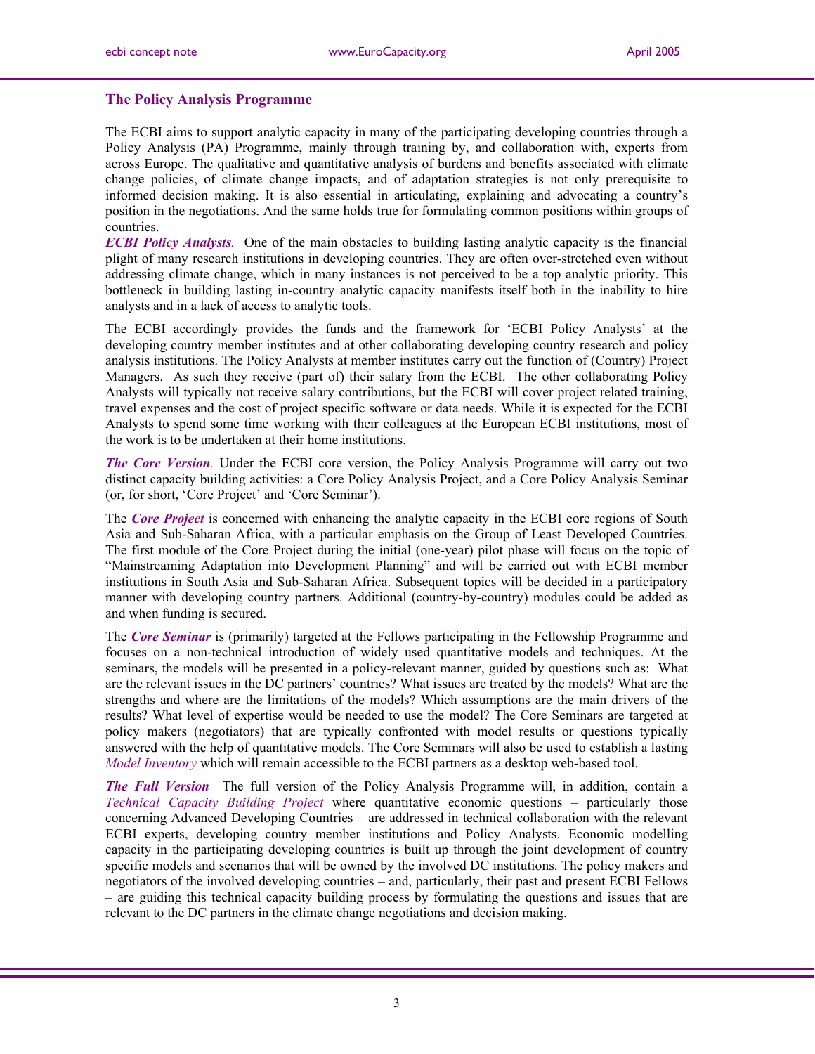## The Policy Analysis Programme

The ECBI aims to support analytic capacity in many of the participating developing countries through a Policy Analysis (PA) Programme, mainly through training by, and collaboration with, experts from across Europe. The qualitative and quantitative analysis of burdens and benefits associated with climate change policies, of climate change impacts, and of adaptation strategies is not only prerequisite to informed decision making. It is also essential in articulating, explaining and advocating a country's position in the negotiations. And the same holds true for formulating common positions within groups of countries.

***ECBI Policy Analysts.*** One of the main obstacles to building lasting analytic capacity is the financial plight of many research institutions in developing countries. They are often over-stretched even without addressing climate change, which in many instances is not perceived to be a top analytic priority. This bottleneck in building lasting in-country analytic capacity manifests itself both in the inability to hire analysts and in a lack of access to analytic tools.

The ECBI accordingly provides the funds and the framework for 'ECBI Policy Analysts' at the developing country member institutes and at other collaborating developing country research and policy analysis institutions. The Policy Analysts at member institutes carry out the function of (Country) Project Managers. As such they receive (part of) their salary from the ECBI. The other collaborating Policy Analysts will typically not receive salary contributions, but the ECBI will cover project related training, travel expenses and the cost of project specific software or data needs. While it is expected for the ECBI Analysts to spend some time working with their colleagues at the European ECBI institutions, most of the work is to be undertaken at their home institutions.

***The Core Version.*** Under the ECBI core version, the Policy Analysis Programme will carry out two distinct capacity building activities: a Core Policy Analysis Project, and a Core Policy Analysis Seminar (or, for short, 'Core Project' and 'Core Seminar').

The ***Core Project*** is concerned with enhancing the analytic capacity in the ECBI core regions of South Asia and Sub-Saharan Africa, with a particular emphasis on the Group of Least Developed Countries. The first module of the Core Project during the initial (one-year) pilot phase will focus on the topic of "Mainstreaming Adaptation into Development Planning" and will be carried out with ECBI member institutions in South Asia and Sub-Saharan Africa. Subsequent topics will be decided in a participatory manner with developing country partners. Additional (country-by-country) modules could be added as and when funding is secured.

The ***Core Seminar*** is (primarily) targeted at the Fellows participating in the Fellowship Programme and focuses on a non-technical introduction of widely used quantitative models and techniques. At the seminars, the models will be presented in a policy-relevant manner, guided by questions such as: What are the relevant issues in the DC partners' countries? What issues are treated by the models? What are the strengths and where are the limitations of the models? Which assumptions are the main drivers of the results? What level of expertise would be needed to use the model? The Core Seminars are targeted at policy makers (negotiators) that are typically confronted with model results or questions typically answered with the help of quantitative models. The Core Seminars will also be used to establish a lasting *Model Inventory* which will remain accessible to the ECBI partners as a desktop web-based tool.

***The Full Version*** The full version of the Policy Analysis Programme will, in addition, contain a *Technical Capacity Building Project* where quantitative economic questions – particularly those concerning Advanced Developing Countries – are addressed in technical collaboration with the relevant ECBI experts, developing country member institutions and Policy Analysts. Economic modelling capacity in the participating developing countries is built up through the joint development of country specific models and scenarios that will be owned by the involved DC institutions. The policy makers and negotiators of the involved developing countries – and, particularly, their past and present ECBI Fellows – are guiding this technical capacity building process by formulating the questions and issues that are relevant to the DC partners in the climate change negotiations and decision making.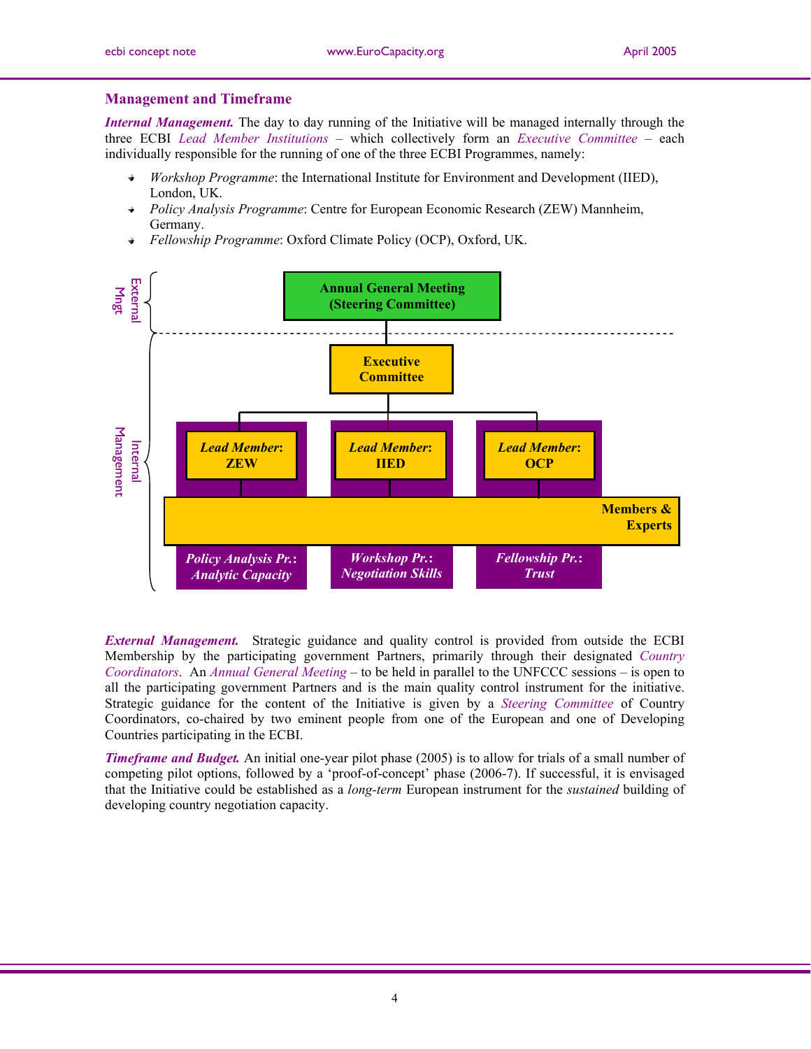## Management and Timeframe

***Internal Management.*** The day to day running of the Initiative will be managed internally through the three ECBI *Lead Member Institutions* – which collectively form an *Executive Committee* – each individually responsible for the running of one of the three ECBI Programmes, namely:

- *Workshop Programme*: the International Institute for Environment and Development (IIED), London, UK.
- *Policy Analysis Programme*: Centre for European Economic Research (ZEW) Mannheim, Germany.
- *Fellowship Programme*: Oxford Climate Policy (OCP), Oxford, UK.

External Mngt

Annual General Meeting (Steering Committee)

Executive Committee

Internal Management

Lead Member: ZEW

Lead Member: IIED

Lead Member: OCP

Members & Experts

Policy Analysis Pr.: Analytic Capacity

Workshop Pr.: Negotiation Skills

Fellowship Pr.: Trust

***External Management.*** Strategic guidance and quality control is provided from outside the ECBI Membership by the participating government Partners, primarily through their designated *Country Coordinators*. An *Annual General Meeting* – to be held in parallel to the UNFCCC sessions – is open to all the participating government Partners and is the main quality control instrument for the initiative. Strategic guidance for the content of the Initiative is given by a *Steering Committee* of Country Coordinators, co-chaired by two eminent people from one of the European and one of Developing Countries participating in the ECBI.

***Timeframe and Budget.*** An initial one-year pilot phase (2005) is to allow for trials of a small number of competing pilot options, followed by a 'proof-of-concept' phase (2006-7). If successful, it is envisaged that the Initiative could be established as a *long-term* European instrument for the *sustained* building of developing country negotiation capacity.